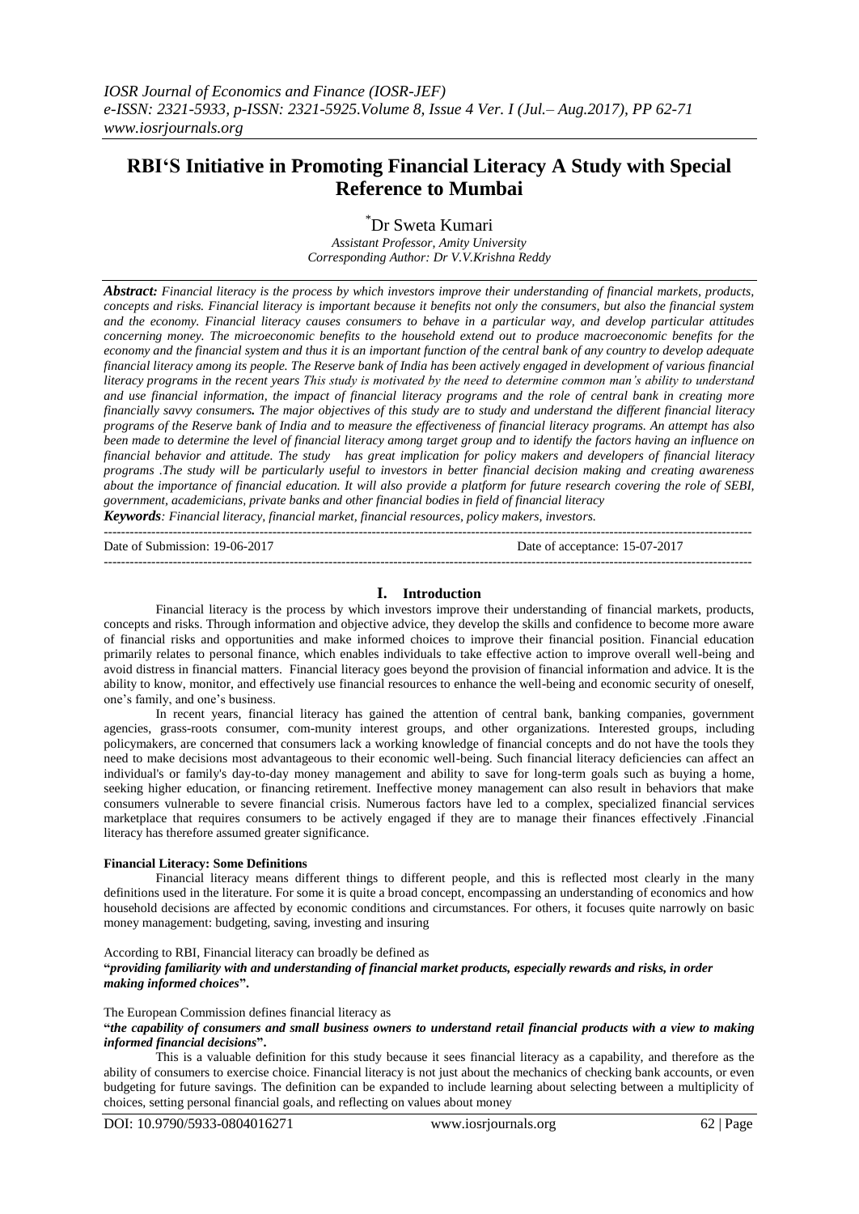# RBI'S Initiative in Promoting Financial Literacy A Study with Special Reference to Mumbai

*Dr Sweta Kumari

*Assistant Professor, Amity University*
*Corresponding Author: Dr V.V.Krishna Reddy*

***Abstract:*** *Financial literacy is the process by which investors improve their understanding of financial markets, products, concepts and risks. Financial literacy is important because it benefits not only the consumers, but also the financial system and the economy. Financial literacy causes consumers to behave in a particular way, and develop particular attitudes concerning money. The microeconomic benefits to the household extend out to produce macroeconomic benefits for the economy and the financial system and thus it is an important function of the central bank of any country to develop adequate financial literacy among its people. The Reserve bank of India has been actively engaged in development of various financial literacy programs in the recent years This study is motivated by the need to determine common man's ability to understand and use financial information, the impact of financial literacy programs and the role of central bank in creating more financially savvy consumers.* ***The major objectives of this study are to study and understand the different financial literacy programs of the Reserve bank of India and to measure the effectiveness of financial literacy programs. An attempt has also been made to determine the level of financial literacy among target group and to identify the factors having an influence on financial behavior and attitude. The study has great implication for policy makers and developers of financial literacy programs .The study will be particularly useful to investors in better financial decision making and creating awareness about the importance of financial education. It will also provide a platform for future research covering the role of SEBI, government, academicians, private banks and other financial bodies in field of financial literacy***

***Keywords****: Financial literacy, financial market, financial resources, policy makers, investors.*

Date of Submission: 19-06-2017 Date of acceptance: 15-07-2017

## I. Introduction

Financial literacy is the process by which investors improve their understanding of financial markets, products, concepts and risks. Through information and objective advice, they develop the skills and confidence to become more aware of financial risks and opportunities and make informed choices to improve their financial position. Financial education primarily relates to personal finance, which enables individuals to take effective action to improve overall well-being and avoid distress in financial matters. Financial literacy goes beyond the provision of financial information and advice. It is the ability to know, monitor, and effectively use financial resources to enhance the well-being and economic security of oneself, one's family, and one's business.

In recent years, financial literacy has gained the attention of central bank, banking companies, government agencies, grass-roots consumer, com-munity interest groups, and other organizations. Interested groups, including policymakers, are concerned that consumers lack a working knowledge of financial concepts and do not have the tools they need to make decisions most advantageous to their economic well-being. Such financial literacy deficiencies can affect an individual's or family's day-to-day money management and ability to save for long-term goals such as buying a home, seeking higher education, or financing retirement. Ineffective money management can also result in behaviors that make consumers vulnerable to severe financial crisis. Numerous factors have led to a complex, specialized financial services marketplace that requires consumers to be actively engaged if they are to manage their finances effectively .Financial literacy has therefore assumed greater significance.

### Financial Literacy: Some Definitions

Financial literacy means different things to different people, and this is reflected most clearly in the many definitions used in the literature. For some it is quite a broad concept, encompassing an understanding of economics and how household decisions are affected by economic conditions and circumstances. For others, it focuses quite narrowly on basic money management: budgeting, saving, investing and insuring

According to RBI, Financial literacy can broadly be defined as
**"*providing familiarity with and understanding of financial market products, especially rewards and risks, in order making informed choices*".**

The European Commission defines financial literacy as
**"*the capability of consumers and small business owners to understand retail financial products with a view to making informed financial decisions*".**

This is a valuable definition for this study because it sees financial literacy as a capability, and therefore as the ability of consumers to exercise choice. Financial literacy is not just about the mechanics of checking bank accounts, or even budgeting for future savings. The definition can be expanded to include learning about selecting between a multiplicity of choices, setting personal financial goals, and reflecting on values about money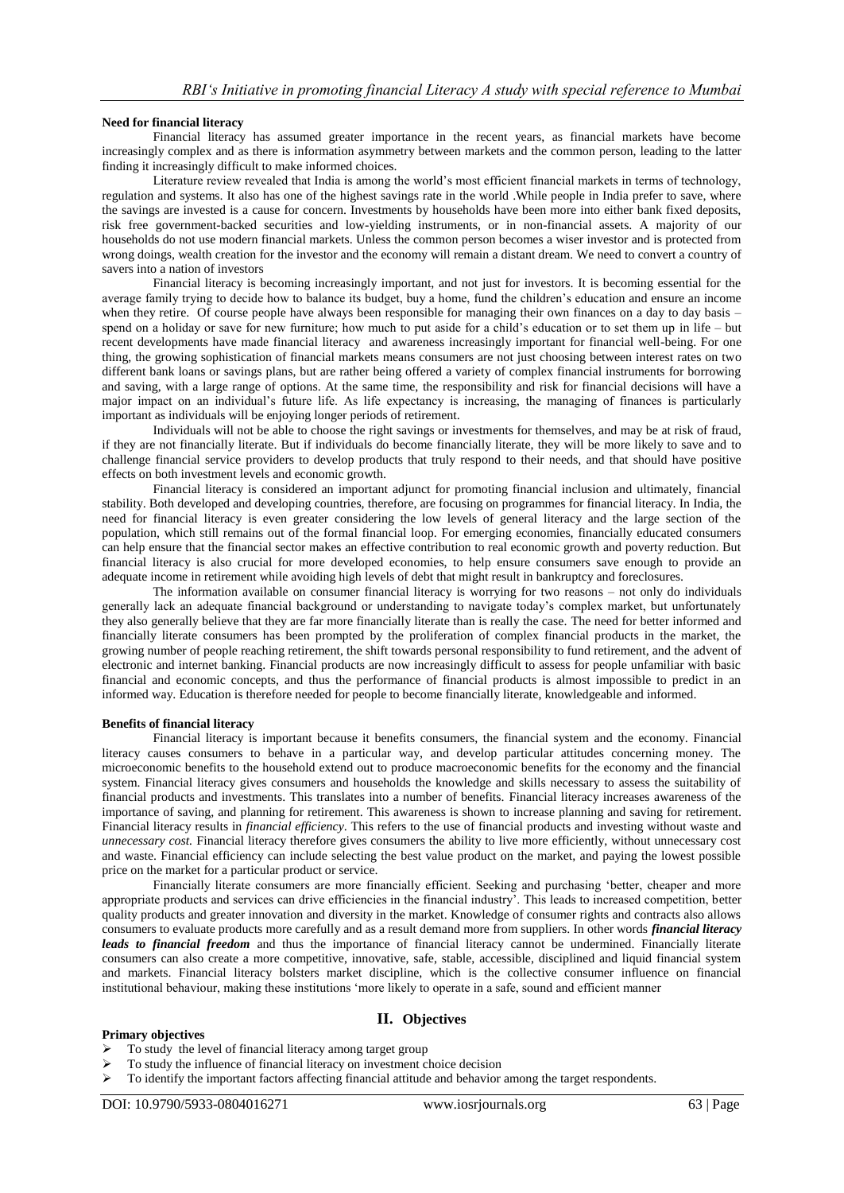**Need for financial literacy**

Financial literacy has assumed greater importance in the recent years, as financial markets have become increasingly complex and as there is information asymmetry between markets and the common person, leading to the latter finding it increasingly difficult to make informed choices.

Literature review revealed that India is among the world's most efficient financial markets in terms of technology, regulation and systems. It also has one of the highest savings rate in the world .While people in India prefer to save, where the savings are invested is a cause for concern. Investments by households have been more into either bank fixed deposits, risk free government-backed securities and low-yielding instruments, or in non-financial assets. A majority of our households do not use modern financial markets. Unless the common person becomes a wiser investor and is protected from wrong doings, wealth creation for the investor and the economy will remain a distant dream. We need to convert a country of savers into a nation of investors

Financial literacy is becoming increasingly important, and not just for investors. It is becoming essential for the average family trying to decide how to balance its budget, buy a home, fund the children's education and ensure an income when they retire. Of course people have always been responsible for managing their own finances on a day to day basis – spend on a holiday or save for new furniture; how much to put aside for a child's education or to set them up in life – but recent developments have made financial literacy and awareness increasingly important for financial well-being. For one thing, the growing sophistication of financial markets means consumers are not just choosing between interest rates on two different bank loans or savings plans, but are rather being offered a variety of complex financial instruments for borrowing and saving, with a large range of options. At the same time, the responsibility and risk for financial decisions will have a major impact on an individual's future life. As life expectancy is increasing, the managing of finances is particularly important as individuals will be enjoying longer periods of retirement.

Individuals will not be able to choose the right savings or investments for themselves, and may be at risk of fraud, if they are not financially literate. But if individuals do become financially literate, they will be more likely to save and to challenge financial service providers to develop products that truly respond to their needs, and that should have positive effects on both investment levels and economic growth.

Financial literacy is considered an important adjunct for promoting financial inclusion and ultimately, financial stability. Both developed and developing countries, therefore, are focusing on programmes for financial literacy. In India, the need for financial literacy is even greater considering the low levels of general literacy and the large section of the population, which still remains out of the formal financial loop. For emerging economies, financially educated consumers can help ensure that the financial sector makes an effective contribution to real economic growth and poverty reduction. But financial literacy is also crucial for more developed economies, to help ensure consumers save enough to provide an adequate income in retirement while avoiding high levels of debt that might result in bankruptcy and foreclosures.

The information available on consumer financial literacy is worrying for two reasons – not only do individuals generally lack an adequate financial background or understanding to navigate today's complex market, but unfortunately they also generally believe that they are far more financially literate than is really the case. The need for better informed and financially literate consumers has been prompted by the proliferation of complex financial products in the market, the growing number of people reaching retirement, the shift towards personal responsibility to fund retirement, and the advent of electronic and internet banking. Financial products are now increasingly difficult to assess for people unfamiliar with basic financial and economic concepts, and thus the performance of financial products is almost impossible to predict in an informed way. Education is therefore needed for people to become financially literate, knowledgeable and informed.

**Benefits of financial literacy**

Financial literacy is important because it benefits consumers, the financial system and the economy. Financial literacy causes consumers to behave in a particular way, and develop particular attitudes concerning money. The microeconomic benefits to the household extend out to produce macroeconomic benefits for the economy and the financial system. Financial literacy gives consumers and households the knowledge and skills necessary to assess the suitability of financial products and investments. This translates into a number of benefits. Financial literacy increases awareness of the importance of saving, and planning for retirement. This awareness is shown to increase planning and saving for retirement. Financial literacy results in *financial efficiency*. This refers to the use of financial products and investing without waste and *unnecessary cost.* Financial literacy therefore gives consumers the ability to live more efficiently, without unnecessary cost and waste. Financial efficiency can include selecting the best value product on the market, and paying the lowest possible price on the market for a particular product or service.

Financially literate consumers are more financially efficient. Seeking and purchasing 'better, cheaper and more appropriate products and services can drive efficiencies in the financial industry'. This leads to increased competition, better quality products and greater innovation and diversity in the market. Knowledge of consumer rights and contracts also allows consumers to evaluate products more carefully and as a result demand more from suppliers. In other words ***financial literacy leads to financial freedom*** and thus the importance of financial literacy cannot be undermined. Financially literate consumers can also create a more competitive, innovative, safe, stable, accessible, disciplined and liquid financial system and markets. Financial literacy bolsters market discipline, which is the collective consumer influence on financial institutional behaviour, making these institutions 'more likely to operate in a safe, sound and efficient manner

## II. Objectives

**Primary objectives**

- To study the level of financial literacy among target group
- To study the influence of financial literacy on investment choice decision
- To identify the important factors affecting financial attitude and behavior among the target respondents.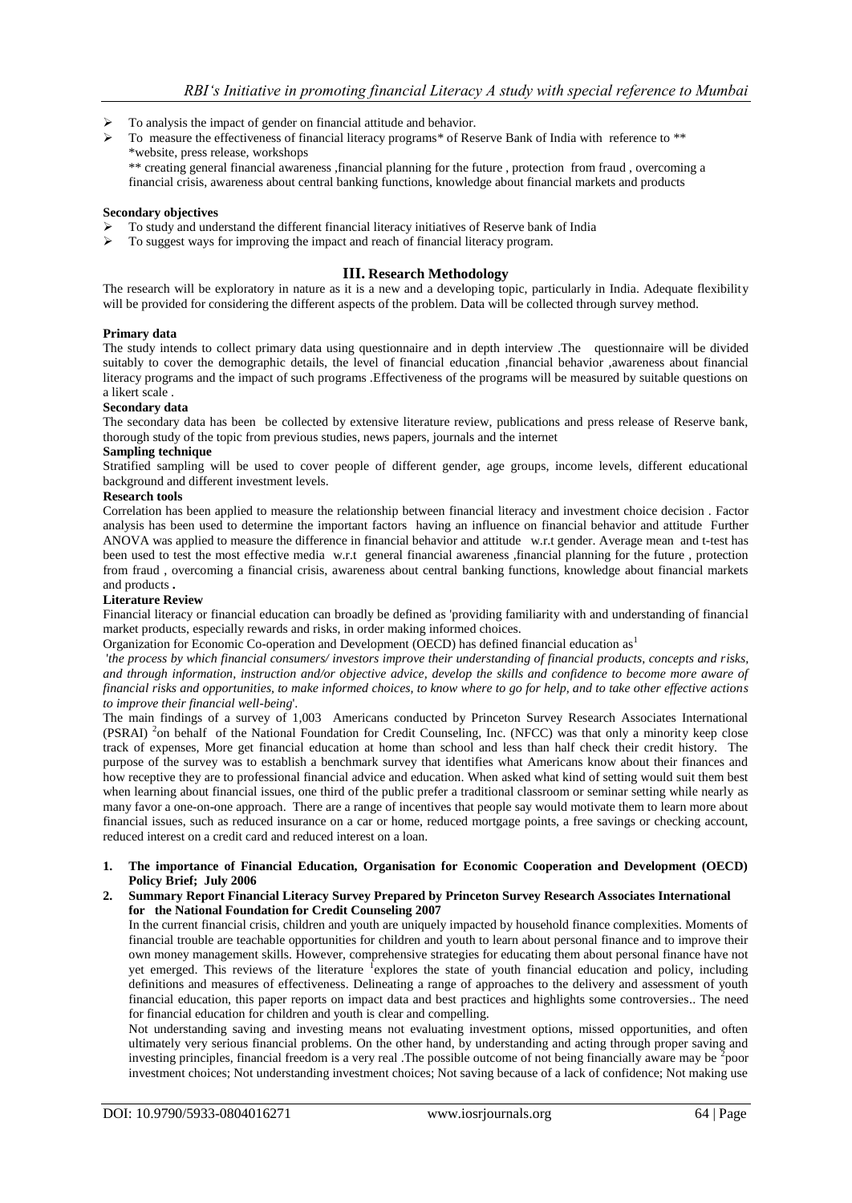- To analysis the impact of gender on financial attitude and behavior.
- To measure the effectiveness of financial literacy programs* of Reserve Bank of India with reference to **
  *website, press release, workshops
  ** creating general financial awareness ,financial planning for the future , protection from fraud , overcoming a financial crisis, awareness about central banking functions, knowledge about financial markets and products

**Secondary objectives**

- To study and understand the different financial literacy initiatives of Reserve bank of India
- To suggest ways for improving the impact and reach of financial literacy program.

## III. Research Methodology

The research will be exploratory in nature as it is a new and a developing topic, particularly in India. Adequate flexibility will be provided for considering the different aspects of the problem. Data will be collected through survey method.

**Primary data**

The study intends to collect primary data using questionnaire and in depth interview .The questionnaire will be divided suitably to cover the demographic details, the level of financial education ,financial behavior ,awareness about financial literacy programs and the impact of such programs .Effectiveness of the programs will be measured by suitable questions on a likert scale .

**Secondary data**

The secondary data has been be collected by extensive literature review, publications and press release of Reserve bank, thorough study of the topic from previous studies, news papers, journals and the internet

**Sampling technique**

Stratified sampling will be used to cover people of different gender, age groups, income levels, different educational background and different investment levels.

**Research tools**

Correlation has been applied to measure the relationship between financial literacy and investment choice decision . Factor analysis has been used to determine the important factors having an influence on financial behavior and attitude Further ANOVA was applied to measure the difference in financial behavior and attitude w.r.t gender. Average mean and t-test has been used to test the most effective media w.r.t general financial awareness ,financial planning for the future , protection from fraud , overcoming a financial crisis, awareness about central banking functions, knowledge about financial markets and products **.**

**Literature Review**

Financial literacy or financial education can broadly be defined as 'providing familiarity with and understanding of financial market products, especially rewards and risks, in order making informed choices.

Organization for Economic Co-operation and Development (OECD) has defined financial education as[1]

*'the process by which financial consumers/ investors improve their understanding of financial products, concepts and risks, and through information, instruction and/or objective advice, develop the skills and confidence to become more aware of financial risks and opportunities, to make informed choices, to know where to go for help, and to take other effective actions to improve their financial well-being'.*

The main findings of a survey of 1,003 Americans conducted by Princeton Survey Research Associates International (PSRAI) [2]on behalf of the National Foundation for Credit Counseling, Inc. (NFCC) was that only a minority keep close track of expenses, More get financial education at home than school and less than half check their credit history. The purpose of the survey was to establish a benchmark survey that identifies what Americans know about their finances and how receptive they are to professional financial advice and education. When asked what kind of setting would suit them best when learning about financial issues, one third of the public prefer a traditional classroom or seminar setting while nearly as many favor a one-on-one approach. There are a range of incentives that people say would motivate them to learn more about financial issues, such as reduced insurance on a car or home, reduced mortgage points, a free savings or checking account, reduced interest on a credit card and reduced interest on a loan.

1. **The importance of Financial Education, Organisation for Economic Cooperation and Development (OECD) Policy Brief; July 2006**
2. **Summary Report Financial Literacy Survey Prepared by Princeton Survey Research Associates International for the National Foundation for Credit Counseling 2007**

In the current financial crisis, children and youth are uniquely impacted by household finance complexities. Moments of financial trouble are teachable opportunities for children and youth to learn about personal finance and to improve their own money management skills. However, comprehensive strategies for educating them about personal finance have not yet emerged. This reviews of the literature [1]explores the state of youth financial education and policy, including definitions and measures of effectiveness. Delineating a range of approaches to the delivery and assessment of youth financial education, this paper reports on impact data and best practices and highlights some controversies.. The need for financial education for children and youth is clear and compelling.

Not understanding saving and investing means not evaluating investment options, missed opportunities, and often ultimately very serious financial problems. On the other hand, by understanding and acting through proper saving and investing principles, financial freedom is a very real .The possible outcome of not being financially aware may be [2]poor investment choices; Not understanding investment choices; Not saving because of a lack of confidence; Not making use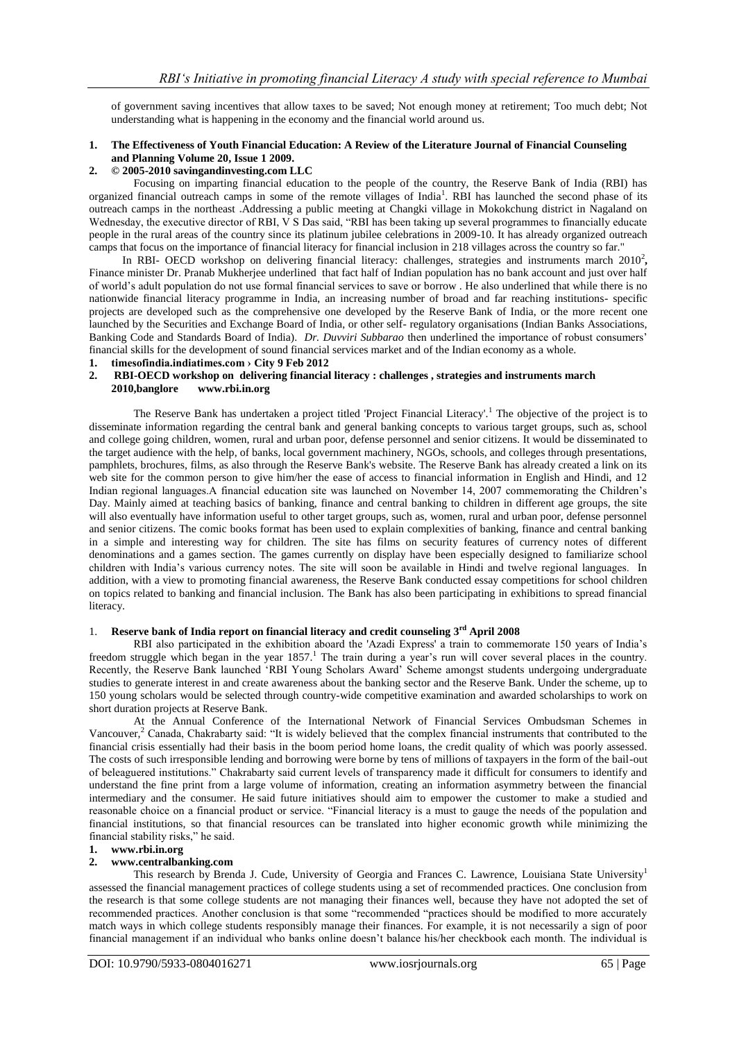of government saving incentives that allow taxes to be saved; Not enough money at retirement; Too much debt; Not understanding what is happening in the economy and the financial world around us.

1. **The Effectiveness of Youth Financial Education: A Review of the Literature Journal of Financial Counseling and Planning Volume 20, Issue 1 2009.**
2. **© 2005-2010 savingandinvesting.com LLC**

Focusing on imparting financial education to the people of the country, the Reserve Bank of India (RBI) has organized financial outreach camps in some of the remote villages of India[1]. RBI has launched the second phase of its outreach camps in the northeast .Addressing a public meeting at Changki village in Mokokchung district in Nagaland on Wednesday, the executive director of RBI, V S Das said, "RBI has been taking up several programmes to financially educate people in the rural areas of the country since its platinum jubilee celebrations in 2009-10. It has already organized outreach camps that focus on the importance of financial literacy for financial inclusion in 218 villages across the country so far."

In RBI- OECD workshop on delivering financial literacy: challenges, strategies and instruments march 2010[2], Finance minister Dr. Pranab Mukherjee underlined that fact half of Indian population has no bank account and just over half of world's adult population do not use formal financial services to save or borrow . He also underlined that while there is no nationwide financial literacy programme in India, an increasing number of broad and far reaching institutions- specific projects are developed such as the comprehensive one developed by the Reserve Bank of India, or the more recent one launched by the Securities and Exchange Board of India, or other self- regulatory organisations (Indian Banks Associations, Banking Code and Standards Board of India). *Dr. Duvviri Subbarao* then underlined the importance of robust consumers' financial skills for the development of sound financial services market and of the Indian economy as a whole.

1. **timesofindia.indiatimes.com › City 9 Feb 2012**
2. **RBI-OECD workshop on delivering financial literacy : challenges , strategies and instruments march 2010,banglore www.rbi.in.org**

The Reserve Bank has undertaken a project titled 'Project Financial Literacy'.[1] The objective of the project is to disseminate information regarding the central bank and general banking concepts to various target groups, such as, school and college going children, women, rural and urban poor, defense personnel and senior citizens. It would be disseminated to the target audience with the help, of banks, local government machinery, NGOs, schools, and colleges through presentations, pamphlets, brochures, films, as also through the Reserve Bank's website. The Reserve Bank has already created a link on its web site for the common person to give him/her the ease of access to financial information in English and Hindi, and 12 Indian regional languages.A financial education site was launched on November 14, 2007 commemorating the Children's Day. Mainly aimed at teaching basics of banking, finance and central banking to children in different age groups, the site will also eventually have information useful to other target groups, such as, women, rural and urban poor, defense personnel and senior citizens. The comic books format has been used to explain complexities of banking, finance and central banking in a simple and interesting way for children. The site has films on security features of currency notes of different denominations and a games section. The games currently on display have been especially designed to familiarize school children with India's various currency notes. The site will soon be available in Hindi and twelve regional languages. In addition, with a view to promoting financial awareness, the Reserve Bank conducted essay competitions for school children on topics related to banking and financial inclusion. The Bank has also been participating in exhibitions to spread financial literacy.

1. **Reserve bank of India report on financial literacy and credit counseling 3rd April 2008**

RBI also participated in the exhibition aboard the 'Azadi Express' a train to commemorate 150 years of India's freedom struggle which began in the year 1857.[1] The train during a year's run will cover several places in the country. Recently, the Reserve Bank launched 'RBI Young Scholars Award' Scheme amongst students undergoing undergraduate studies to generate interest in and create awareness about the banking sector and the Reserve Bank. Under the scheme, up to 150 young scholars would be selected through country-wide competitive examination and awarded scholarships to work on short duration projects at Reserve Bank.

At the Annual Conference of the International Network of Financial Services Ombudsman Schemes in Vancouver,[2] Canada, Chakrabarty said: "It is widely believed that the complex financial instruments that contributed to the financial crisis essentially had their basis in the boom period home loans, the credit quality of which was poorly assessed. The costs of such irresponsible lending and borrowing were borne by tens of millions of taxpayers in the form of the bail-out of beleaguered institutions." Chakrabarty said current levels of transparency made it difficult for consumers to identify and understand the fine print from a large volume of information, creating an information asymmetry between the financial intermediary and the consumer. He said future initiatives should aim to empower the customer to make a studied and reasonable choice on a financial product or service. "Financial literacy is a must to gauge the needs of the population and financial institutions, so that financial resources can be translated into higher economic growth while minimizing the financial stability risks," he said.

1. **www.rbi.in.org**
2. **www.centralbanking.com**

This research by Brenda J. Cude, University of Georgia and Frances C. Lawrence, Louisiana State University[1] assessed the financial management practices of college students using a set of recommended practices. One conclusion from the research is that some college students are not managing their finances well, because they have not adopted the set of recommended practices. Another conclusion is that some "recommended "practices should be modified to more accurately match ways in which college students responsibly manage their finances. For example, it is not necessarily a sign of poor financial management if an individual who banks online doesn't balance his/her checkbook each month. The individual is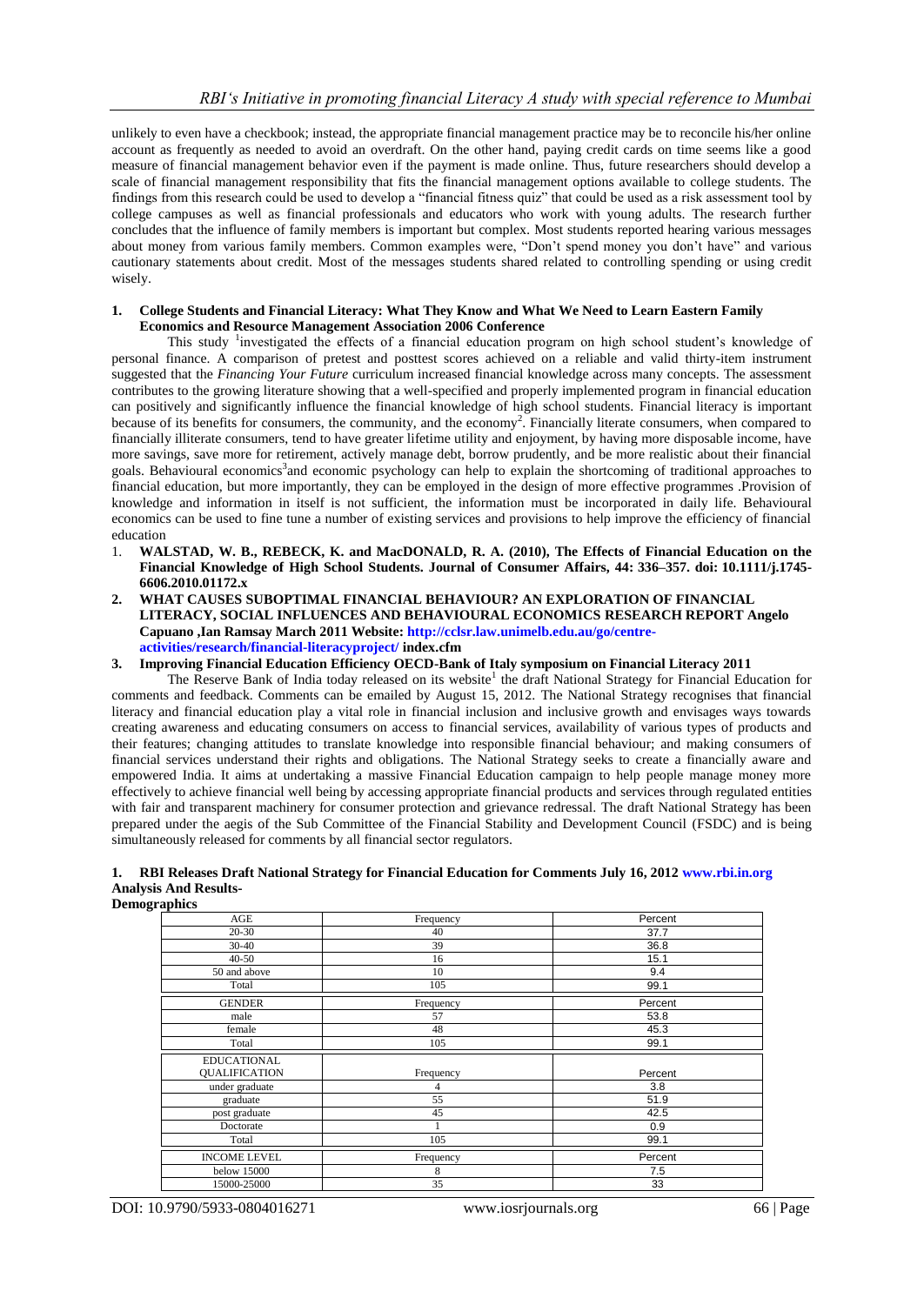unlikely to even have a checkbook; instead, the appropriate financial management practice may be to reconcile his/her online account as frequently as needed to avoid an overdraft. On the other hand, paying credit cards on time seems like a good measure of financial management behavior even if the payment is made online. Thus, future researchers should develop a scale of financial management responsibility that fits the financial management options available to college students. The findings from this research could be used to develop a "financial fitness quiz" that could be used as a risk assessment tool by college campuses as well as financial professionals and educators who work with young adults. The research further concludes that the influence of family members is important but complex. Most students reported hearing various messages about money from various family members. Common examples were, "Don't spend money you don't have" and various cautionary statements about credit. Most of the messages students shared related to controlling spending or using credit wisely.

1. **College Students and Financial Literacy: What They Know and What We Need to Learn Eastern Family Economics and Resource Management Association 2006 Conference**

This study [1]investigated the effects of a financial education program on high school student's knowledge of personal finance. A comparison of pretest and posttest scores achieved on a reliable and valid thirty-item instrument suggested that the *Financing Your Future* curriculum increased financial knowledge across many concepts. The assessment contributes to the growing literature showing that a well-specified and properly implemented program in financial education can positively and significantly influence the financial knowledge of high school students. Financial literacy is important because of its benefits for consumers, the community, and the economy[2]. Financially literate consumers, when compared to financially illiterate consumers, tend to have greater lifetime utility and enjoyment, by having more disposable income, have more savings, save more for retirement, actively manage debt, borrow prudently, and be more realistic about their financial goals. Behavioural economics[3]and economic psychology can help to explain the shortcoming of traditional approaches to financial education, but more importantly, they can be employed in the design of more effective programmes .Provision of knowledge and information in itself is not sufficient, the information must be incorporated in daily life. Behavioural economics can be used to fine tune a number of existing services and provisions to help improve the efficiency of financial education

1. **WALSTAD, W. B., REBECK, K. and MacDONALD, R. A. (2010), The Effects of Financial Education on the Financial Knowledge of High School Students. Journal of Consumer Affairs, 44: 336–357. doi: 10.1111/j.1745-6606.2010.01172.x**
2. **WHAT CAUSES SUBOPTIMAL FINANCIAL BEHAVIOUR? AN EXPLORATION OF FINANCIAL LITERACY, SOCIAL INFLUENCES AND BEHAVIOURAL ECONOMICS RESEARCH REPORT Angelo Capuano ,Ian Ramsay March 2011 Website: http://cclsr.law.unimelb.edu.au/go/centre-activities/research/financial-literacyproject/ index.cfm**
3. **Improving Financial Education Efficiency OECD-Bank of Italy symposium on Financial Literacy 2011**

The Reserve Bank of India today released on its website[1] the draft National Strategy for Financial Education for comments and feedback. Comments can be emailed by August 15, 2012. The National Strategy recognises that financial literacy and financial education play a vital role in financial inclusion and inclusive growth and envisages ways towards creating awareness and educating consumers on access to financial services, availability of various types of products and their features; changing attitudes to translate knowledge into responsible financial behaviour; and making consumers of financial services understand their rights and obligations. The National Strategy seeks to create a financially aware and empowered India. It aims at undertaking a massive Financial Education campaign to help people manage money more effectively to achieve financial well being by accessing appropriate financial products and services through regulated entities with fair and transparent machinery for consumer protection and grievance redressal. The draft National Strategy has been prepared under the aegis of the Sub Committee of the Financial Stability and Development Council (FSDC) and is being simultaneously released for comments by all financial sector regulators.

1. **RBI Releases Draft National Strategy for Financial Education for Comments July 16, 2012 www.rbi.in.org**

**Analysis And Results-**

**Demographics**

| AGE | Frequency | Percent |
|---|---|---|
| 20-30 | 40 | 37.7 |
| 30-40 | 39 | 36.8 |
| 40-50 | 16 | 15.1 |
| 50 and above | 10 | 9.4 |
| Total | 105 | 99.1 |

| GENDER | Frequency | Percent |
|---|---|---|
| male | 57 | 53.8 |
| female | 48 | 45.3 |
| Total | 105 | 99.1 |

| EDUCATIONAL QUALIFICATION | Frequency | Percent |
|---|---|---|
| under graduate | 4 | 3.8 |
| graduate | 55 | 51.9 |
| post graduate | 45 | 42.5 |
| Doctorate | 1 | 0.9 |
| Total | 105 | 99.1 |

| INCOME LEVEL | Frequency | Percent |
|---|---|---|
| below 15000 | 8 | 7.5 |
| 15000-25000 | 35 | 33 |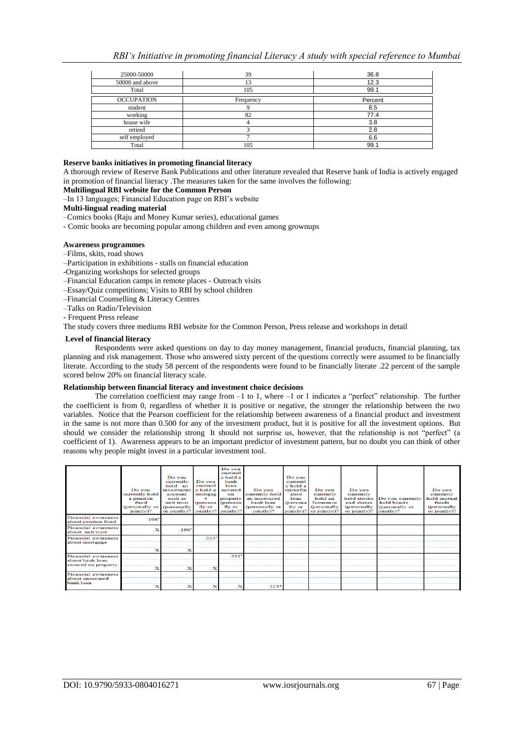| | | |
|---|---|---|
| 25000-50000 | 39 | 36.8 |
| 50000 and above | 13 | 12.3 |
| Total | 105 | 99.1 |

| OCCUPATION | Frequency | Percent |
|---|---|---|
| student | 9 | 8.5 |
| working | 82 | 77.4 |
| house wife | 4 | 3.8 |
| retired | 3 | 2.8 |
| self employed | 7 | 6.6 |
| Total | 105 | 99.1 |

**Reserve banks initiatives in promoting financial literacy**

A thorough review of Reserve Bank Publications and other literature revealed that Reserve bank of India is actively engaged in promotion of financial literacy .The measures taken for the same involves the following:

**Multilingual RBI website for the Common Person**

–In 13 languages; Financial Education page on RBI's website

**Multi-lingual reading material**

–Comics books (Raju and Money Kumar series), educational games

- Comic books are becoming popular among children and even among grownups

**Awareness programmes**

–Films, skits, road shows

–Participation in exhibitions - stalls on financial education

-Organizing workshops for selected groups

–Financial Education camps in remote places - Outreach visits

–Essay/Quiz competitions; Visits to RBI by school children

–Financial Counselling & Literacy Centres

–Talks on Radio/Television

- Frequent Press release

The study covers three mediums RBI website for the Common Person, Press release and workshops in detail

**Level of financial literacy**

Respondents were asked questions on day to day money management, financial products, financial planning, tax planning and risk management. Those who answered sixty percent of the questions correctly were assumed to be financially literate. According to the study 58 percent of the respondents were found to be financially literate .22 percent of the sample scored below 20% on financial literacy scale.

**Relationship between financial literacy and investment choice decisions**

The correlation coefficient may range from –1 to 1, where –1 or 1 indicates a "perfect" relationship. The further the coefficient is from 0, regardless of whether it is positive or negative, the stronger the relationship between the two variables. Notice that the Pearson coefficient for the relationship between awareness of a financial product and investment in the same is not more than 0.500 for any of the investment product, but it is positive for all the investment options. But should we consider the relationship strong It should not surprise us, however, that the relationship is not "perfect" (a coefficient of 1). Awareness appears to be an important predictor of investment pattern, but no doubt you can think of other reasons why people might invest in a particular investment tool.

| | Do you currently hold a pension fund (personally or jointly)? | Do you currently hold an investment account such as unit trust (personally or jointly)? | Do you currently hold a mortgage (personally or jointly)? | Do you currently hold a bank loan secured on property (personally or jointly)? | Do you currently hold an unsecured bank loan (personally or jointly)? | Do you currently hold a microfinance loan (personally or jointly)? | Do you currently hold an Insurance (personally or jointly)? | Do you currently hold stocks and shares (personally or jointly)? | Do you currently hold bonds (personally or jointly)? | Do you currently hold mutual funds (personally or jointly)? |
|---|---|---|---|---|---|---|---|---|---|---|
| Financial awareness about pension fund | .196* | | | | | | | | | |
| Financial awareness about unit trust | x | .199* | | | | | | | | |
| Financial awareness about mortgage | x | x | .225* | | | | | | | |
| Financial awareness about bank loan secured on property | x | x | x | .231* | | | | | | |
| Financial awareness about unsecured bank loan | x | x | x | x | .223* | | | | | |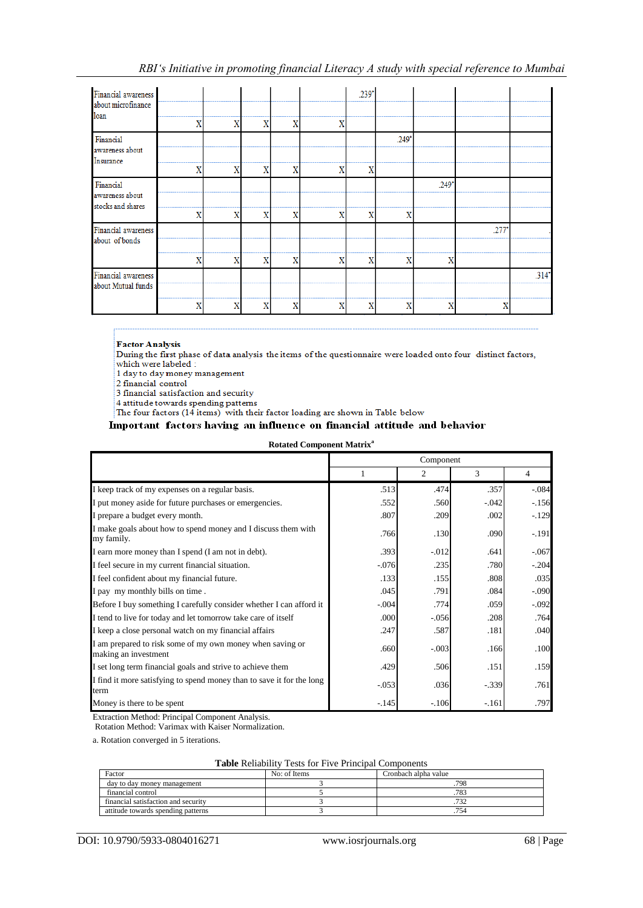| | | | | | | | | | | |
|---|---|---|---|---|---|---|---|---|---|---|
| Financial awareness about microfinance loan | | | | | | .239* | | | | |
| | X | X | X | X | X | | | | | |
| Financial awareness about Insurance | | | | | | | .249* | | | |
| | X | X | X | X | X | X | | | | |
| Financial awareness about stocks and shares | | | | | | | | .249* | | |
| | X | X | X | X | X | X | X | | | |
| Financial awareness about of bonds | | | | | | | | | .277* | |
| | X | X | X | X | X | X | X | X | | |
| Financial awareness about Mutual funds | | | | | | | | | | .314* |
| | X | X | X | X | X | X | X | X | X | |

**Factor Analysis**

During the first phase of data analysis the items of the questionnaire were loaded onto four distinct factors, which were labeled :

1 day to day money management
2 financial control
3 financial satisfaction and security
4 attitude towards spending patterns

The four factors (14 items) with their factor loading are shown in Table below

**Important factors having an influence on financial attitude and behavior**

**Rotated Component Matrix[a]**

| | Component | | | |
|---|---|---|---|---|
| | 1 | 2 | 3 | 4 |
| I keep track of my expenses on a regular basis. | .513 | .474 | .357 | -.084 |
| I put money aside for future purchases or emergencies. | .552 | .560 | -.042 | -.156 |
| I prepare a budget every month. | .807 | .209 | .002 | -.129 |
| I make goals about how to spend money and I discuss them with my family. | .766 | .130 | .090 | -.191 |
| I earn more money than I spend (I am not in debt). | .393 | -.012 | .641 | -.067 |
| I feel secure in my current financial situation. | -.076 | .235 | .780 | -.204 |
| I feel confident about my financial future. | .133 | .155 | .808 | .035 |
| I pay my monthly bills on time . | .045 | .791 | .084 | -.090 |
| Before I buy something I carefully consider whether I can afford it | -.004 | .774 | .059 | -.092 |
| I tend to live for today and let tomorrow take care of itself | .000 | -.056 | .208 | .764 |
| I keep a close personal watch on my financial affairs | .247 | .587 | .181 | .040 |
| I am prepared to risk some of my own money when saving or making an investment | .660 | -.003 | .166 | .100 |
| I set long term financial goals and strive to achieve them | .429 | .506 | .151 | .159 |
| I find it more satisfying to spend money than to save it for the long term | -.053 | .036 | -.339 | .761 |
| Money is there to be spent | -.145 | -.106 | -.161 | .797 |

Extraction Method: Principal Component Analysis.
Rotation Method: Varimax with Kaiser Normalization.

a. Rotation converged in 5 iterations.

**Table** Reliability Tests for Five Principal Components

| Factor | No: of Items | Cronbach alpha value |
|---|---|---|
| day to day money management | 3 | .798 |
| financial control | 5 | .783 |
| financial satisfaction and security | 3 | .732 |
| attitude towards spending patterns | 3 | .754 |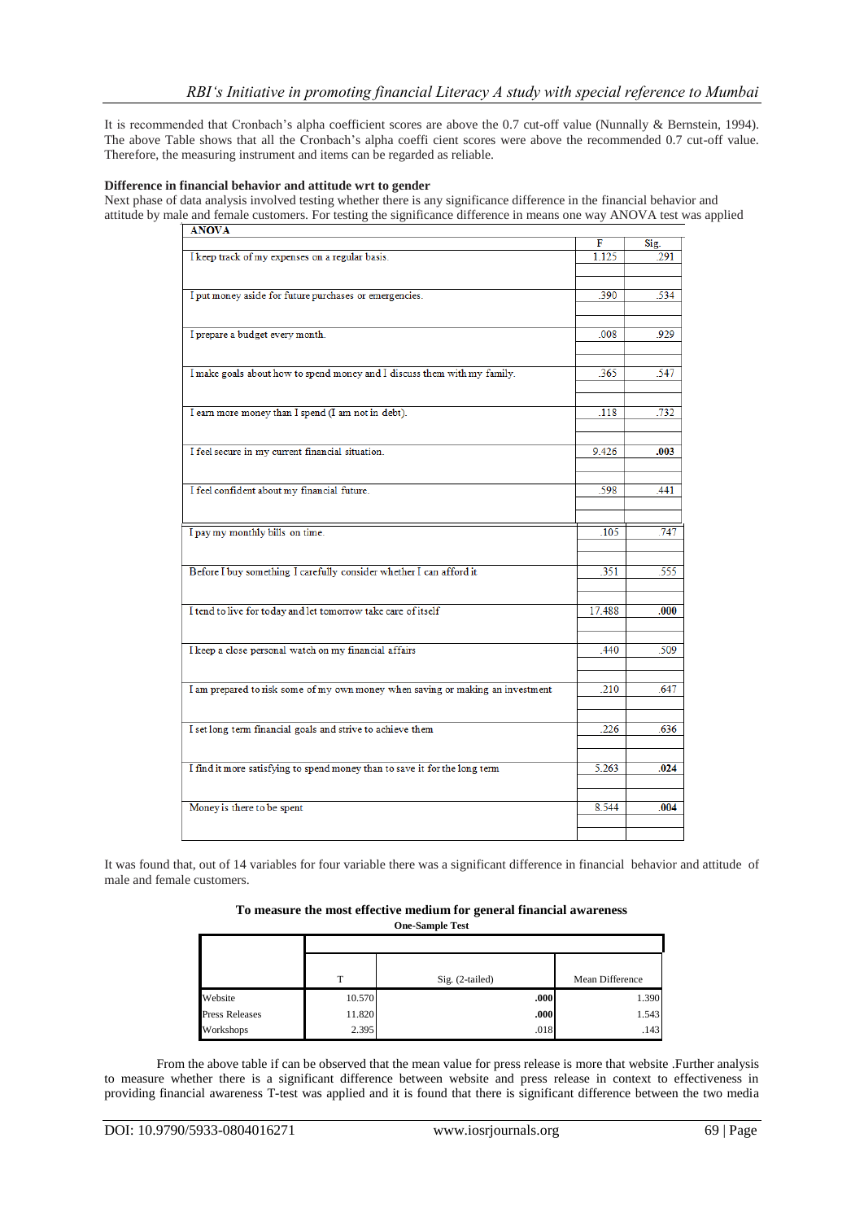It is recommended that Cronbach's alpha coefficient scores are above the 0.7 cut-off value (Nunnally & Bernstein, 1994). The above Table shows that all the Cronbach's alpha coeffi cient scores were above the recommended 0.7 cut-off value. Therefore, the measuring instrument and items can be regarded as reliable.

**Difference in financial behavior and attitude wrt to gender**

Next phase of data analysis involved testing whether there is any significance difference in the financial behavior and attitude by male and female customers. For testing the significance difference in means one way ANOVA test was applied

**ANOVA**

| | F | Sig. |
|---|---|---|
| I keep track of my expenses on a regular basis. | 1.125 | .291 |
| I put money aside for future purchases or emergencies. | .390 | .534 |
| I prepare a budget every month. | .008 | .929 |
| I make goals about how to spend money and I discuss them with my family. | .365 | .547 |
| I earn more money than I spend (I am not in debt). | .118 | .732 |
| I feel secure in my current financial situation. | 9.426 | **.003** |
| I feel confident about my financial future. | .598 | .441 |
| I pay my monthly bills on time | .105 | .747 |
| Before I buy something I carefully consider whether I can afford it | .351 | .555 |
| I tend to live for today and let tomorrow take care of itself | 17.488 | **.000** |
| I keep a close personal watch on my financial affairs | .440 | .509 |
| I am prepared to risk some of my own money when saving or making an investment | .210 | .647 |
| I set long term financial goals and strive to achieve them | .226 | .636 |
| I find it more satisfying to spend money than to save it for the long term | 5.263 | **.024** |
| Money is there to be spent | 8.544 | **.004** |

It was found that, out of 14 variables for four variable there was a significant difference in financial behavior and attitude of male and female customers.

**To measure the most effective medium for general financial awareness**

**One-Sample Test**

| | T | Sig. (2-tailed) | Mean Difference |
|---|---|---|---|
| Website | 10.570 | **.000** | 1.390 |
| Press Releases | 11.820 | **.000** | 1.543 |
| Workshops | 2.395 | .018 | .143 |

From the above table if can be observed that the mean value for press release is more that website .Further analysis to measure whether there is a significant difference between website and press release in context to effectiveness in providing financial awareness T-test was applied and it is found that there is significant difference between the two media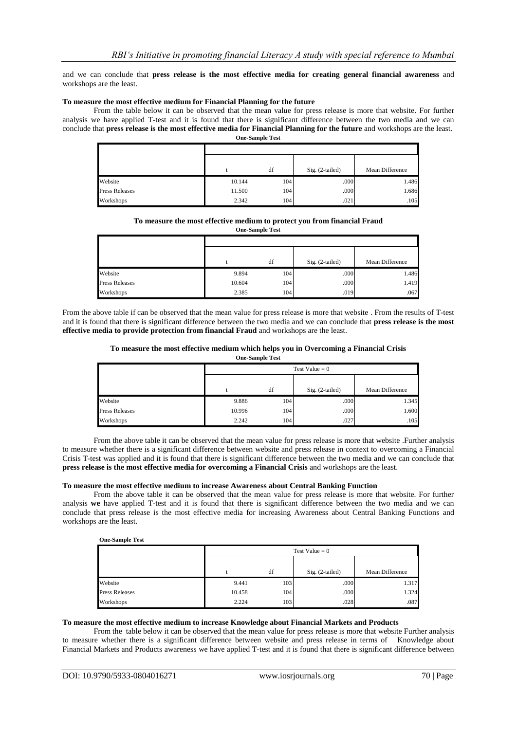and we can conclude that **press release is the most effective media for creating general financial awareness** and workshops are the least.

**To measure the most effective medium for Financial Planning for the future**

From the table below it can be observed that the mean value for press release is more that website. For further analysis we have applied T-test and it is found that there is significant difference between the two media and we can conclude that **press release is the most effective media for Financial Planning for the future** and workshops are the least.

**One-Sample Test**

| | t | df | Sig. (2-tailed) | Mean Difference |
|---|---|---|---|---|
| Website | 10.144 | 104 | .000 | 1.486 |
| Press Releases | 11.500 | 104 | .000 | 1.686 |
| Workshops | 2.342 | 104 | .021 | .105 |

**To measure the most effective medium to protect you from financial Fraud**

**One-Sample Test**

| | t | df | Sig. (2-tailed) | Mean Difference |
|---|---|---|---|---|
| Website | 9.894 | 104 | .000 | 1.486 |
| Press Releases | 10.604 | 104 | .000 | 1.419 |
| Workshops | 2.385 | 104 | .019 | .067 |

From the above table if can be observed that the mean value for press release is more that website . From the results of T-test and it is found that there is significant difference between the two media and we can conclude that **press release is the most effective media to provide protection from financial Fraud** and workshops are the least.

**To measure the most effective medium which helps you in Overcoming a Financial Crisis**

**One-Sample Test**

| | Test Value = 0 | | | |
|---|---|---|---|---|
| | t | df | Sig. (2-tailed) | Mean Difference |
| Website | 9.886 | 104 | .000 | 1.345 |
| Press Releases | 10.996 | 104 | .000 | 1.600 |
| Workshops | 2.242 | 104 | .027 | .105 |

From the above table it can be observed that the mean value for press release is more that website .Further analysis to measure whether there is a significant difference between website and press release in context to overcoming a Financial Crisis T-test was applied and it is found that there is significant difference between the two media and we can conclude that **press release is the most effective media for overcoming a Financial Crisis** and workshops are the least.

**To measure the most effective medium to increase Awareness about Central Banking Function**

From the above table it can be observed that the mean value for press release is more that website. For further analysis **we** have applied T-test and it is found that there is significant difference between the two media and we can conclude that press release is the most effective media for increasing Awareness about Central Banking Functions and workshops are the least.

**One-Sample Test**

| | Test Value = 0 | | | |
|---|---|---|---|---|
| | t | df | Sig. (2-tailed) | Mean Difference |
| Website | 9.441 | 103 | .000 | 1.317 |
| Press Releases | 10.458 | 104 | .000 | 1.324 |
| Workshops | 2.224 | 103 | .028 | .087 |

**To measure the most effective medium to increase Knowledge about Financial Markets and Products**

From the table below it can be observed that the mean value for press release is more that website Further analysis to measure whether there is a significant difference between website and press release in terms of Knowledge about Financial Markets and Products awareness we have applied T-test and it is found that there is significant difference between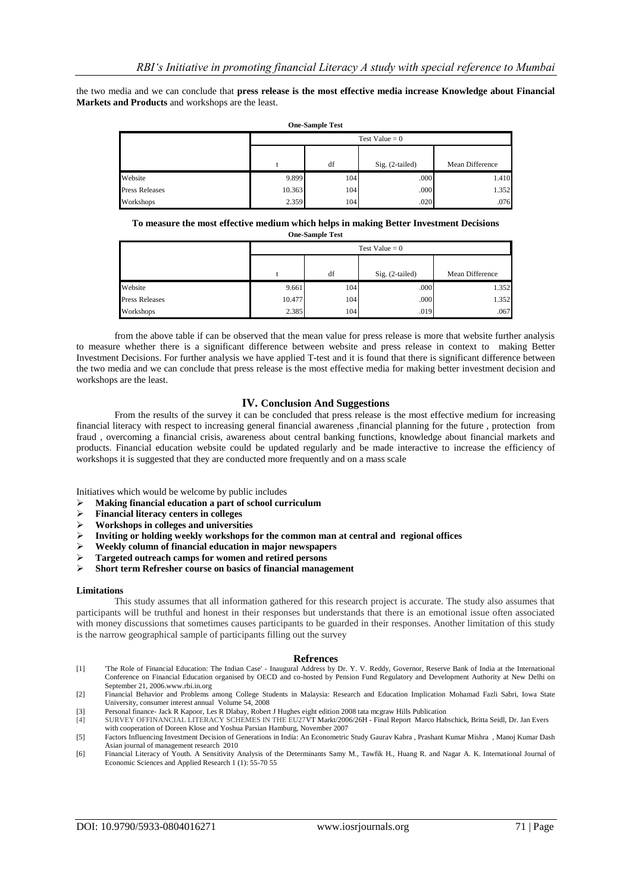the two media and we can conclude that **press release is the most effective media increase Knowledge about Financial Markets and Products** and workshops are the least.

**One-Sample Test**

| | Test Value = 0 | | | |
|---|---|---|---|---|
| | t | df | Sig. (2-tailed) | Mean Difference |
| Website | 9.899 | 104 | .000 | 1.410 |
| Press Releases | 10.363 | 104 | .000 | 1.352 |
| Workshops | 2.359 | 104 | .020 | .076 |

**To measure the most effective medium which helps in making Better Investment Decisions**

**One-Sample Test**

| | Test Value = 0 | | | |
|---|---|---|---|---|
| | t | df | Sig. (2-tailed) | Mean Difference |
| Website | 9.661 | 104 | .000 | 1.352 |
| Press Releases | 10.477 | 104 | .000 | 1.352 |
| Workshops | 2.385 | 104 | .019 | .067 |

from the above table if can be observed that the mean value for press release is more that website further analysis to measure whether there is a significant difference between website and press release in context to making Better Investment Decisions. For further analysis we have applied T-test and it is found that there is significant difference between the two media and we can conclude that press release is the most effective media for making better investment decision and workshops are the least.

## IV. Conclusion And Suggestions

From the results of the survey it can be concluded that press release is the most effective medium for increasing financial literacy with respect to increasing general financial awareness ,financial planning for the future , protection from fraud , overcoming a financial crisis, awareness about central banking functions, knowledge about financial markets and products. Financial education website could be updated regularly and be made interactive to increase the efficiency of workshops it is suggested that they are conducted more frequently and on a mass scale

Initiatives which would be welcome by public includes

- **Making financial education a part of school curriculum**
- **Financial literacy centers in colleges**
- **Workshops in colleges and universities**
- **Inviting or holding weekly workshops for the common man at central and regional offices**
- **Weekly column of financial education in major newspapers**
- **Targeted outreach camps for women and retired persons**
- **Short term Refresher course on basics of financial management**

**Limitations**

This study assumes that all information gathered for this research project is accurate. The study also assumes that participants will be truthful and honest in their responses but understands that there is an emotional issue often associated with money discussions that sometimes causes participants to be guarded in their responses. Another limitation of this study is the narrow geographical sample of participants filling out the survey

## Refrences

[1] 'The Role of Financial Education: The Indian Case' - Inaugural Address by Dr. Y. V. Reddy, Governor, Reserve Bank of India at the International Conference on Financial Education organised by OECD and co-hosted by Pension Fund Regulatory and Development Authority at New Delhi on September 21, 2006.www.rbi.in.org

[2] Financial Behavior and Problems among College Students in Malaysia: Research and Education Implication Mohamad Fazli Sabri, Iowa State University, consumer interest annual Volume 54, 2008

[3] Personal finance- Jack R Kapoor, Les R Dlabay, Robert J Hughes eight edition 2008 tata mcgraw Hills Publication

[4] SURVEY OFFINANCIAL LITERACY SCHEMES IN THE EU27VT Markt/2006/26H - Final Report Marco Habschick, Britta Seidl, Dr. Jan Evers with cooperation of Doreen Klose and Yoshua Parsian Hamburg, November 2007

[5] Factors Influencing Investment Decision of Generations in India: An Econometric Study Gaurav Kabra , Prashant Kumar Mishra , Manoj Kumar Dash Asian journal of management research 2010

[6] Financial Literacy of Youth. A Sensitivity Analysis of the Determinants Samy M., Tawfik H., Huang R. and Nagar A. K. International Journal of Economic Sciences and Applied Research 1 (1): 55-70 55